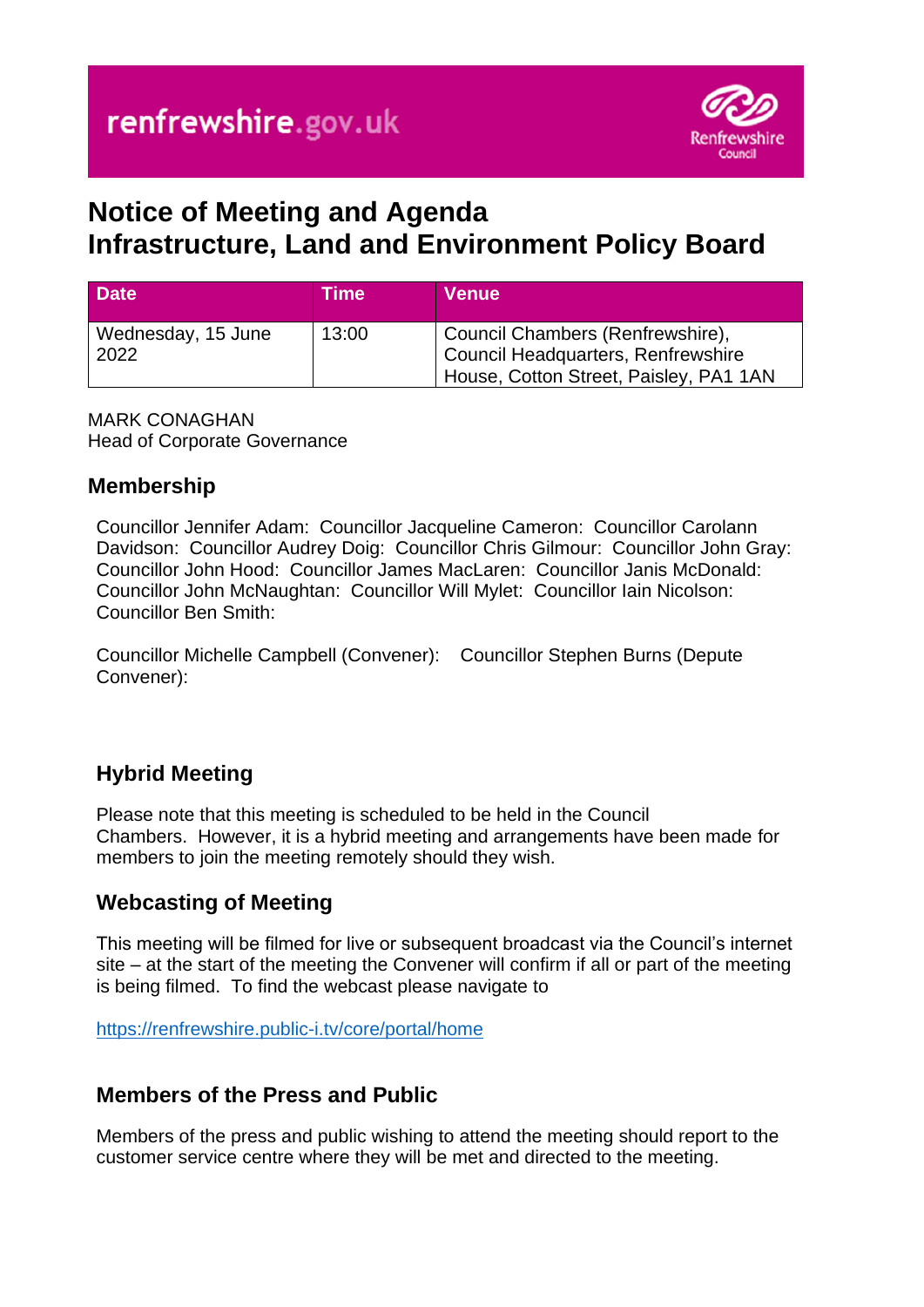renfrewshire.gov.uk

# Notice of Meeting and Agenda
# Infrastructure, Land and Environment Policy Board

| Date | Time | Venue |
| --- | --- | --- |
| Wednesday, 15 June 2022 | 13:00 | Council Chambers (Renfrewshire), Council Headquarters, Renfrewshire House, Cotton Street, Paisley, PA1 1AN |

MARK CONAGHAN
Head of Corporate Governance

## Membership

Councillor Jennifer Adam: Councillor Jacqueline Cameron: Councillor Carolann Davidson: Councillor Audrey Doig: Councillor Chris Gilmour: Councillor John Gray: Councillor John Hood: Councillor James MacLaren: Councillor Janis McDonald: Councillor John McNaughtan: Councillor Will Mylet: Councillor Iain Nicolson: Councillor Ben Smith:

Councillor Michelle Campbell (Convener): Councillor Stephen Burns (Depute Convener):

## Hybrid Meeting

Please note that this meeting is scheduled to be held in the Council Chambers. However, it is a hybrid meeting and arrangements have been made for members to join the meeting remotely should they wish.

## Webcasting of Meeting

This meeting will be filmed for live or subsequent broadcast via the Council's internet site – at the start of the meeting the Convener will confirm if all or part of the meeting is being filmed. To find the webcast please navigate to

https://renfrewshire.public-i.tv/core/portal/home

## Members of the Press and Public

Members of the press and public wishing to attend the meeting should report to the customer service centre where they will be met and directed to the meeting.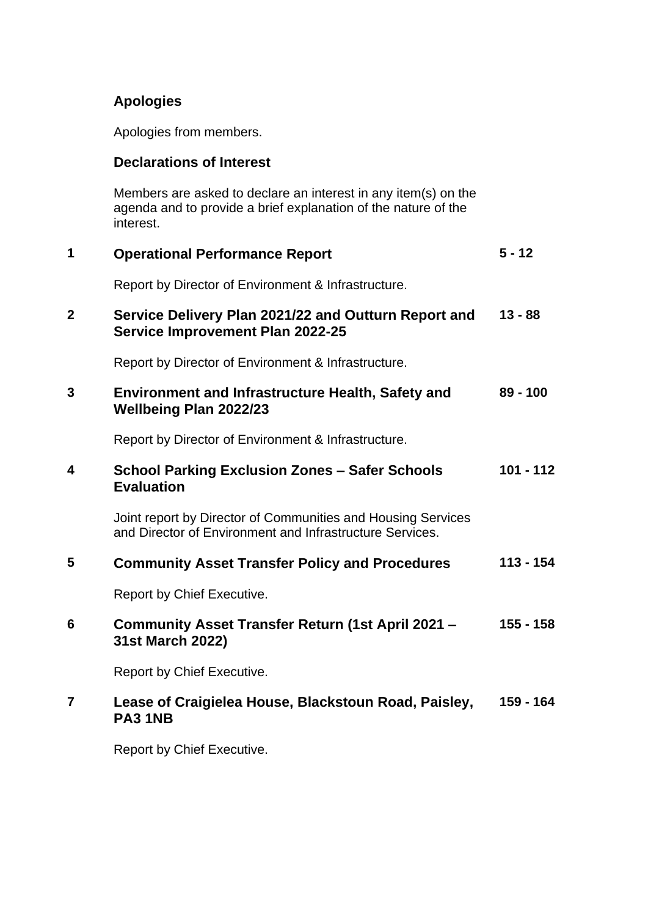**Apologies**

Apologies from members.

**Declarations of Interest**

Members are asked to declare an interest in any item(s) on the agenda and to provide a brief explanation of the nature of the interest.

| | | |
|---|---|---|
| **1** | **Operational Performance Report**<br><br>Report by Director of Environment & Infrastructure. | **5 - 12** |
| **2** | **Service Delivery Plan 2021/22 and Outturn Report and Service Improvement Plan 2022-25**<br><br>Report by Director of Environment & Infrastructure. | **13 - 88** |
| **3** | **Environment and Infrastructure Health, Safety and Wellbeing Plan 2022/23**<br><br>Report by Director of Environment & Infrastructure. | **89 - 100** |
| **4** | **School Parking Exclusion Zones – Safer Schools Evaluation**<br><br>Joint report by Director of Communities and Housing Services and Director of Environment and Infrastructure Services. | **101 - 112** |
| **5** | **Community Asset Transfer Policy and Procedures**<br><br>Report by Chief Executive. | **113 - 154** |
| **6** | **Community Asset Transfer Return (1st April 2021 – 31st March 2022)**<br><br>Report by Chief Executive. | **155 - 158** |
| **7** | **Lease of Craigielea House, Blackstoun Road, Paisley, PA3 1NB**<br><br>Report by Chief Executive. | **159 - 164** |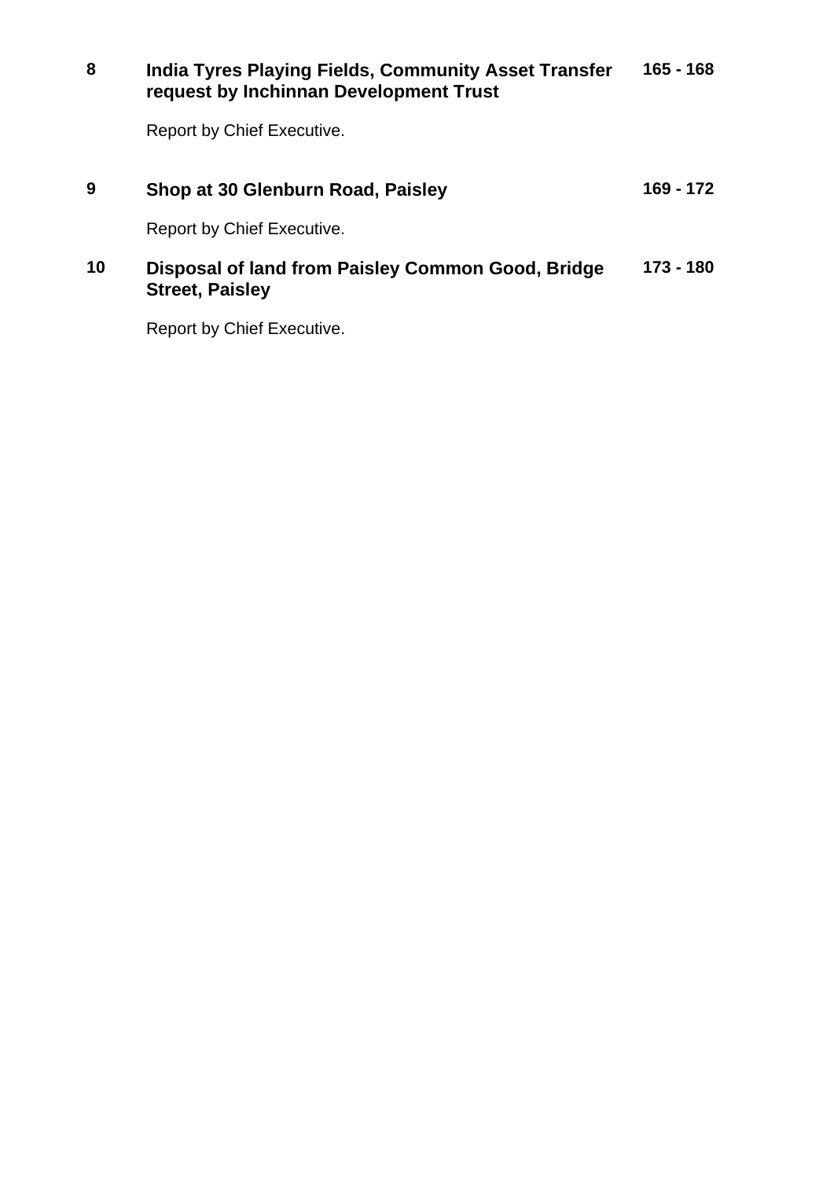**8** **India Tyres Playing Fields, Community Asset Transfer request by Inchinnan Development Trust** **165 - 168**

Report by Chief Executive.

**9** **Shop at 30 Glenburn Road, Paisley** **169 - 172**

Report by Chief Executive.

**10** **Disposal of land from Paisley Common Good, Bridge Street, Paisley** **173 - 180**

Report by Chief Executive.